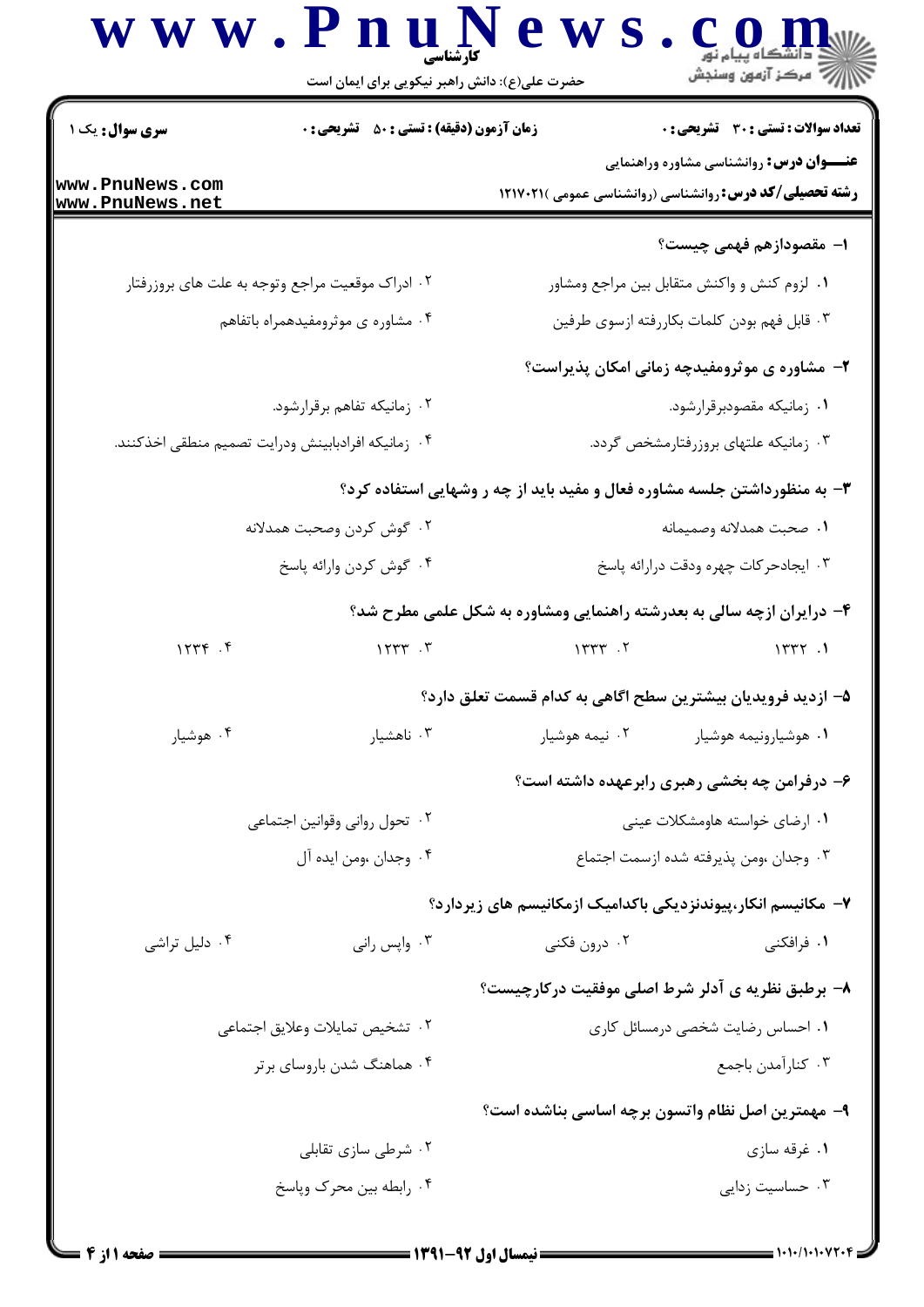کارشناسی

حضرت علی(ع): دانش راهبر نیکویی برای ایمان است

**سری سوال:** یک ۱

**زمان آزمون (دقیقه) : تستی : ۵۰ تشریحی : ۰**

**تعداد سوالات : تستی : ۳۰ تشریحی : ۰**

**عنـــوان درس:** روانشناسی مشاوره وراهنمایی

**رشته تحصیلی/کد درس:** روانشناسی (روانشناسی عمومی )۱۲۱۷۰۲۱

**۱- مقصودازهم فهمی چیست؟**

۱. لزوم کنش و واکنش متقابل بین مراجع ومشاور

۲. ادراک موقعیت مراجع وتوجه به علت های بروزرفتار

۳. قابل فهم بودن کلمات بکاررفته ازسوی طرفین

۴. مشاوره ی موثرومفیدهمراه باتفاهم

**۲- مشاوره ی موثرومفیدچه زمانی امکان پذیراست؟**

۱. زمانیکه مقصودبرقرارشود.

۲. زمانیکه تفاهم برقرارشود.

۳. زمانیکه علتهای بروزرفتارمشخص گردد.

۴. زمانیکه افرادبابینش ودرایت تصمیم منطقی اخذکنند.

**۳- به منظورداشتن جلسه مشاوره فعال و مفید باید از چه ر وشهایی استفاده کرد؟**

۱. صحبت همدلانه وصمیمانه

۲. گوش کردن وصحبت همدلانه

۳. ایجادحرکات چهره ودقت درارائه پاسخ

۴. گوش کردن وارائه پاسخ

**۴- درایران ازچه سالی به بعدرشته راهنمایی ومشاوره به شکل علمی مطرح شد؟**

۱. ۱۳۳۲

۲. ۱۳۳۳

۳. ۱۲۳۳

۴. ۱۲۳۴

**۵- ازدید فرویدیان بیشترین سطح اگاهی به کدام قسمت تعلق دارد؟**

۱. هوشیارونیمه هوشیار

۲. نیمه هوشیار

۳. ناهشیار

۴. هوشیار

**۶- درفرامن چه بخشی رهبری رابرعهده داشته است؟**

۱. ارضای خواسته هاومشکلات عینی

۲. تحول روانی وقوانین اجتماعی

۳. وجدان ،ومن پذیرفته شده ازسمت اجتماع

۴. وجدان ،ومن ایده آل

**۷- مکانیسم انکار،پیوندنزدیکی باکدامیک ازمکانیسم های زیردارد؟**

۱. فرافکنی

۲. درون فکنی

۳. واپس رانی

۴. دلیل تراشی

**۸- برطبق نظریه ی آدلر شرط اصلی موفقیت درکارچیست؟**

۱. احساس رضایت شخصی درمسائل کاری

۲. تشخیص تمایلات وعلایق اجتماعی

۳. کنارآمدن باجمع

۴. هماهنگ شدن باروسای برتر

**۹- مهمترین اصل نظام واتسون برچه اساسی بناشده است؟**

۱. غرقه سازی

۲. شرطی سازی تقابلی

۳. حساسیت زدایی

۴. رابطه بین محرک وپاسخ

نیمسال اول ۹۲-۱۳۹۱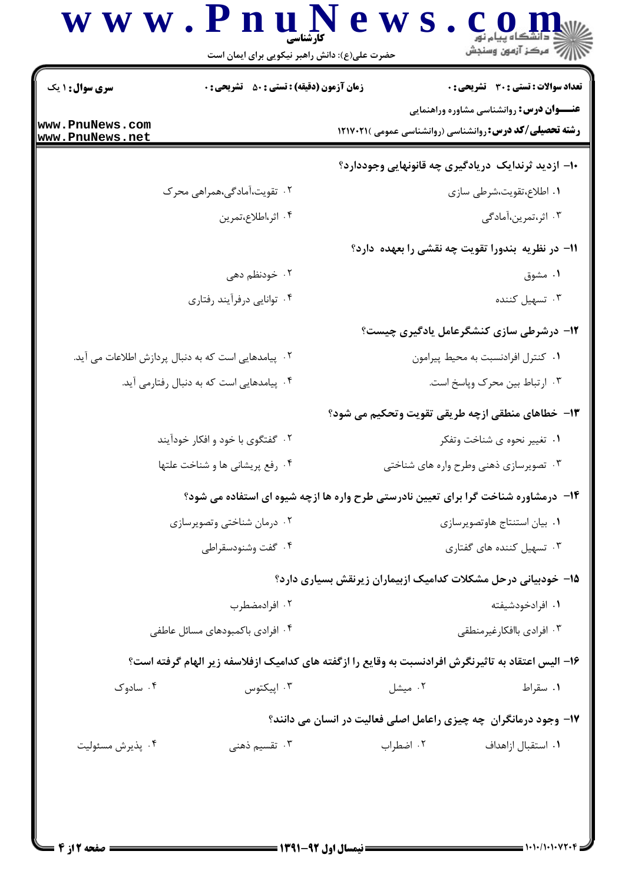**سری سوال:** ۱ یک

**زمان آزمون (دقیقه) : تستی : ۵۰ تشریحی : ۰**

**تعداد سوالات : تستی : ۳۰ تشریحی : ۰**

**عنـــوان درس:** روانشناسی مشاوره وراهنمایی

**رشته تحصیلی/کد درس:** روانشناسی (روانشناسی عمومی )۱۲۱۷۰۲۱

۱۰- ازدید ثرندایک دریادگیری چه قانونهایی وجوددارد؟

۱. اطلاع،تقویت،شرطی سازی

۲. تقویت،آمادگی،همراهی محرک

۳. اثر،تمرین،آمادگی

۴. اثر،اطلاع،تمرین

۱۱- در نظریه بندورا تقویت چه نقشی را بعهده دارد؟

۱. مشوق

۲. خودنظم دهی

۳. تسهیل کننده

۴. توانایی درفرآیند رفتاری

۱۲- درشرطی سازی کنشگرعامل یادگیری چیست؟

۱. کنترل افرادنسبت به محیط پیرامون

۲. پیامدهایی است که به دنبال پردازش اطلاعات می آید.

۳. ارتباط بین محرک وپاسخ است.

۴. پیامدهایی است که به دنبال رفتارمی آید.

۱۳- خطاهای منطقی ازچه طریقی تقویت وتحکیم می شود؟

۱. تغییر نحوه ی شناخت وتفکر

۲. گفتگوی با خود و افکار خودآیند

۳. تصویرسازی ذهنی وطرح واره های شناختی

۴. رفع پریشانی ها و شناخت علتها

۱۴- درمشاوره شناخت گرا برای تعیین نادرستی طرح واره ها ازچه شیوه ای استفاده می شود؟

۱. بیان استنتاج هاوتصویرسازی

۲. درمان شناختی وتصویرسازی

۳. تسهیل کننده های گفتاری

۴. گفت وشنودسقراطی

۱۵- خودبیانی درحل مشکلات کدامیک ازبیماران زیرنقش بسیاری دارد؟

۱. افرادخودشیفته

۲. افرادمضطرب

۳. افرادی باافکارغیرمنطقی

۴. افرادی باکمبودهای مسائل عاطفی

۱۶- الیس اعتقاد به تاثیرنگرش افرادنسبت به وقایع را ازگفته های کدامیک ازفلاسفه زیر الهام گرفته است؟

۱. سقراط

۲. میشل

۳. اپیکتوس

۴. سادوک

۱۷- وجود درمانگران چه چیزی راعامل اصلی فعالیت در انسان می دانند؟

۱. استقبال ازاهداف

۲. اضطراب

۳. تقسیم ذهنی

۴. پذیرش مسئولیت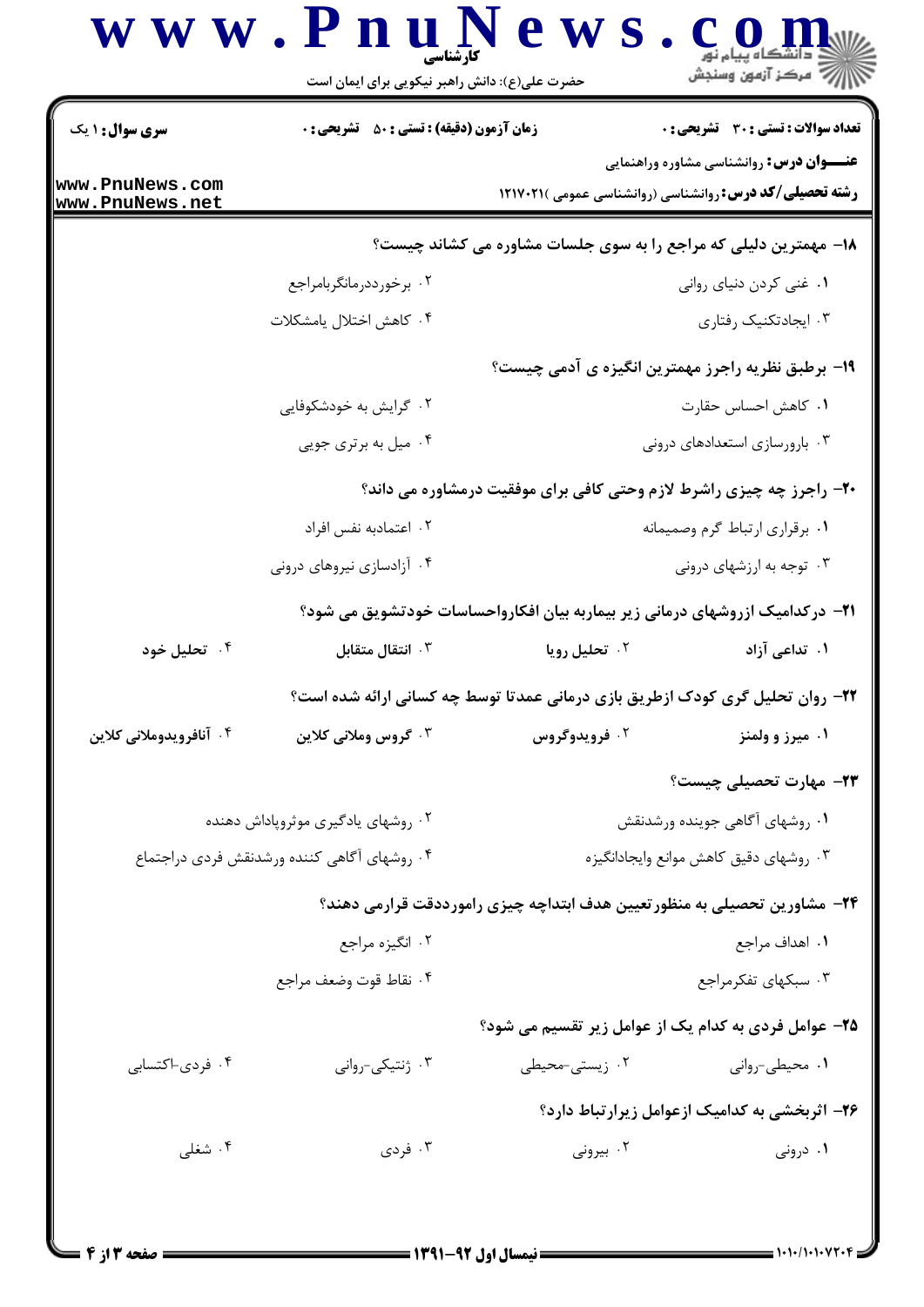**سری سوال:** ۱ یک

**زمان آزمون (دقیقه) : تستی : ۵۰ تشریحی : ۰**

**تعداد سوالات : تستی : ۳۰ تشریحی : ۰**

**عنـــوان درس:** روانشناسی مشاوره وراهنمایی

**رشته تحصیلی/کد درس:** روانشناسی (روانشناسی عمومی )۱۲۱۷۰۲۱

۱۸- مهمترین دلیلی که مراجع را به سوی جلسات مشاوره می کشاند چیست؟

۱. غنی کردن دنیای روانی
۲. برخورددرمانگربامراجع
۳. ایجادتکنیک رفتاری
۴. کاهش اختلال یامشکلات

۱۹- برطبق نظریه راجرز مهمترین انگیزه ی آدمی چیست؟

۱. کاهش احساس حقارت
۲. گرایش به خودشکوفایی
۳. بارورسازی استعدادهای درونی
۴. میل به برتری جویی

۲۰- راجرز چه چیزی راشرط لازم وحتی کافی برای موفقیت درمشاوره می داند؟

۱. برقراری ارتباط گرم وصمیمانه
۲. اعتمادبه نفس افراد
۳. توجه به ارزشهای درونی
۴. آزادسازی نیروهای درونی

۲۱- درکدامیک ازروشهای درمانی زیر بیماربه بیان افکارواحساسات خودتشویق می شود؟

۱. تداعی آزاد
۲. تحلیل رویا
۳. انتقال متقابل
۴. تحلیل خود

۲۲- روان تحلیل گری کودک ازطریق بازی درمانی عمدتا توسط چه کسانی ارائه شده است؟

۱. میرز و ولمنز
۲. فرویدوگروس
۳. گروس وملانی کلاین
۴. آنافرویدوملانی کلاین

۲۳- مهارت تحصیلی چیست؟

۱. روشهای آگاهی جوینده ورشدنقش
۲. روشهای یادگیری موثروپاداش دهنده
۳. روشهای دقیق کاهش موانع وایجادانگیزه
۴. روشهای آگاهی کننده ورشدنقش فردی دراجتماع

۲۴- مشاورین تحصیلی به منظورتعیین هدف ابتداچه چیزی رامورددقت قرارمی دهند؟

۱. اهداف مراجع
۲. انگیزه مراجع
۳. سبکهای تفکرمراجع
۴. نقاط قوت وضعف مراجع

۲۵- عوامل فردی به کدام یک از عوامل زیر تقسیم می شود؟

۱. محیطی-روانی
۲. زیستی-محیطی
۳. ژنتیکی-روانی
۴. فردی-اکتسابی

۲۶- اثربخشی به کدامیک ازعوامل زیرارتباط دارد؟

۱. درونی
۲. بیرونی
۳. فردی
۴. شغلی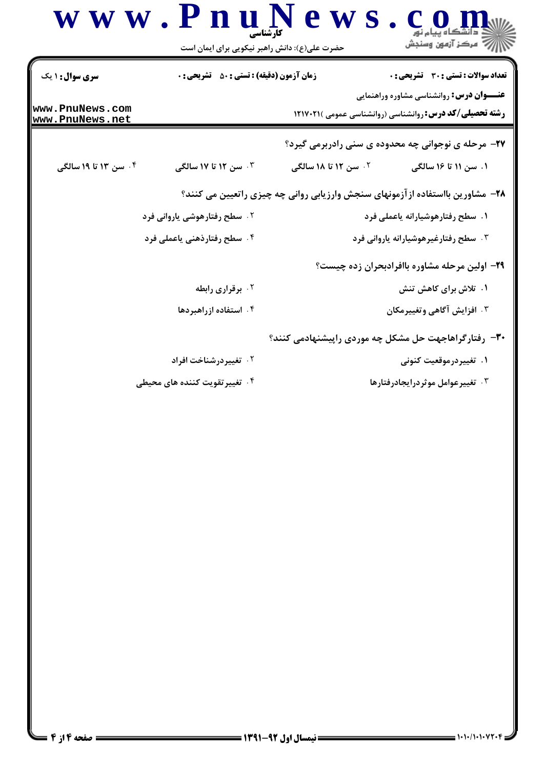**سری سوال:** ۱ یک

**زمان آزمون (دقیقه) : تستی : ۵۰ تشریحی : ۰**

**تعداد سوالات : تستی : ۳۰ تشریحی : ۰**

**عنـــوان درس:** روانشناسی مشاوره وراهنمایی

**رشته تحصیلی/کد درس:** روانشناسی (روانشناسی عمومی )۱۲۱۷۰۲۱

**۲۷- مرحله ی نوجوانی چه محدوده ی سنی رادربرمی گیرد؟**

۱. سن ۱۱ تا ۱۶ سالگی
۲. سن ۱۲ تا ۱۸ سالگی
۳. سن ۱۲ تا ۱۷ سالگی
۴. سن ۱۳ تا ۱۹ سالگی

**۲۸- مشاورین بااستفاده ازآزمونهای سنجش وارزیابی روانی چه چیزی راتعیین می کنند؟**

۱. سطح رفتارهوشیارانه یاعملی فرد
۲. سطح رفتارهوشی یاروانی فرد
۳. سطح رفتارغیرهوشیارانه یاروانی فرد
۴. سطح رفتارذهنی یاعملی فرد

**۲۹- اولین مرحله مشاوره باافرادبحران زده چیست؟**

۱. تلاش برای کاهش تنش
۲. برقراری رابطه
۳. افزایش آگاهی وتغییرمکان
۴. استفاده ازراهبردها

**۳۰- رفتارگراهاجهت حل مشکل چه موردی راپیشنهادمی کنند؟**

۱. تغییردرموقعیت کنونی
۲. تغییردرشناخت افراد
۳. تغییرعوامل موثردرایجادرفتارها
۴. تغییرتقویت کننده های محیطی